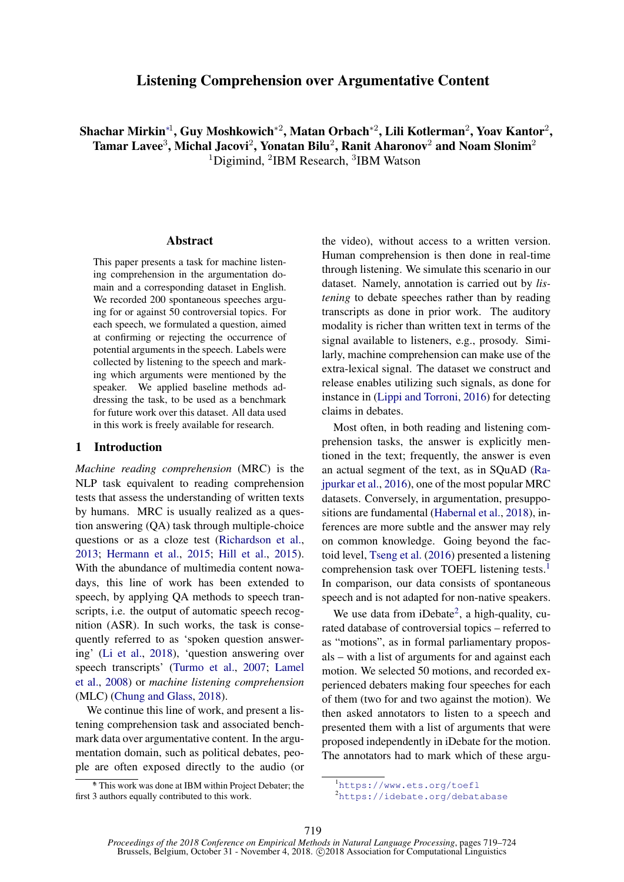# Listening Comprehension over Argumentative Content

**Shachar Mirkin**[*1], **Guy Moshkowich**[*2], **Matan Orbach**[*2], **Lili Kotlerman**[2], **Yoav Kantor**[2], **Tamar Lavee**[3], **Michal Jacovi**[2], **Yonatan Bilu**[2], **Ranit Aharonov**[2] **and Noam Slonim**[2]

[1]Digimind, [2]IBM Research, [3]IBM Watson

## Abstract

This paper presents a task for machine listening comprehension in the argumentation domain and a corresponding dataset in English. We recorded 200 spontaneous speeches arguing for or against 50 controversial topics. For each speech, we formulated a question, aimed at confirming or rejecting the occurrence of potential arguments in the speech. Labels were collected by listening to the speech and marking which arguments were mentioned by the speaker. We applied baseline methods addressing the task, to be used as a benchmark for future work over this dataset. All data used in this work is freely available for research.

## 1 Introduction

*Machine reading comprehension* (MRC) is the NLP task equivalent to reading comprehension tests that assess the understanding of written texts by humans. MRC is usually realized as a question answering (QA) task through multiple-choice questions or as a cloze test (Richardson et al., 2013; Hermann et al., 2015; Hill et al., 2015). With the abundance of multimedia content nowadays, this line of work has been extended to speech, by applying QA methods to speech transcripts, i.e. the output of automatic speech recognition (ASR). In such works, the task is consequently referred to as 'spoken question answering' (Li et al., 2018), 'question answering over speech transcripts' (Turmo et al., 2007; Lamel et al., 2008) or *machine listening comprehension* (MLC) (Chung and Glass, 2018).

We continue this line of work, and present a listening comprehension task and associated benchmark data over argumentative content. In the argumentation domain, such as political debates, people are often exposed directly to the audio (or the video), without access to a written version. Human comprehension is then done in real-time through listening. We simulate this scenario in our dataset. Namely, annotation is carried out by *listening* to debate speeches rather than by reading transcripts as done in prior work. The auditory modality is richer than written text in terms of the signal available to listeners, e.g., prosody. Similarly, machine comprehension can make use of the extra-lexical signal. The dataset we construct and release enables utilizing such signals, as done for instance in (Lippi and Torroni, 2016) for detecting claims in debates.

Most often, in both reading and listening comprehension tasks, the answer is explicitly mentioned in the text; frequently, the answer is even an actual segment of the text, as in SQuAD (Rajpurkar et al., 2016), one of the most popular MRC datasets. Conversely, in argumentation, presuppositions are fundamental (Habernal et al., 2018), inferences are more subtle and the answer may rely on common knowledge. Going beyond the factoid level, Tseng et al. (2016) presented a listening comprehension task over TOEFL listening tests.[1] In comparison, our data consists of spontaneous speech and is not adapted for non-native speakers.

We use data from iDebate[2], a high-quality, curated database of controversial topics – referred to as "motions", as in formal parliamentary proposals – with a list of arguments for and against each motion. We selected 50 motions, and recorded experienced debaters making four speeches for each of them (two for and two against the motion). We then asked annotators to listen to a speech and presented them with a list of arguments that were proposed independently in iDebate for the motion. The annotators had to mark which of these argu-

* This work was done at IBM within Project Debater; the first 3 authors equally contributed to this work.

[1] https://www.ets.org/toefl

[2] https://idebate.org/debatabase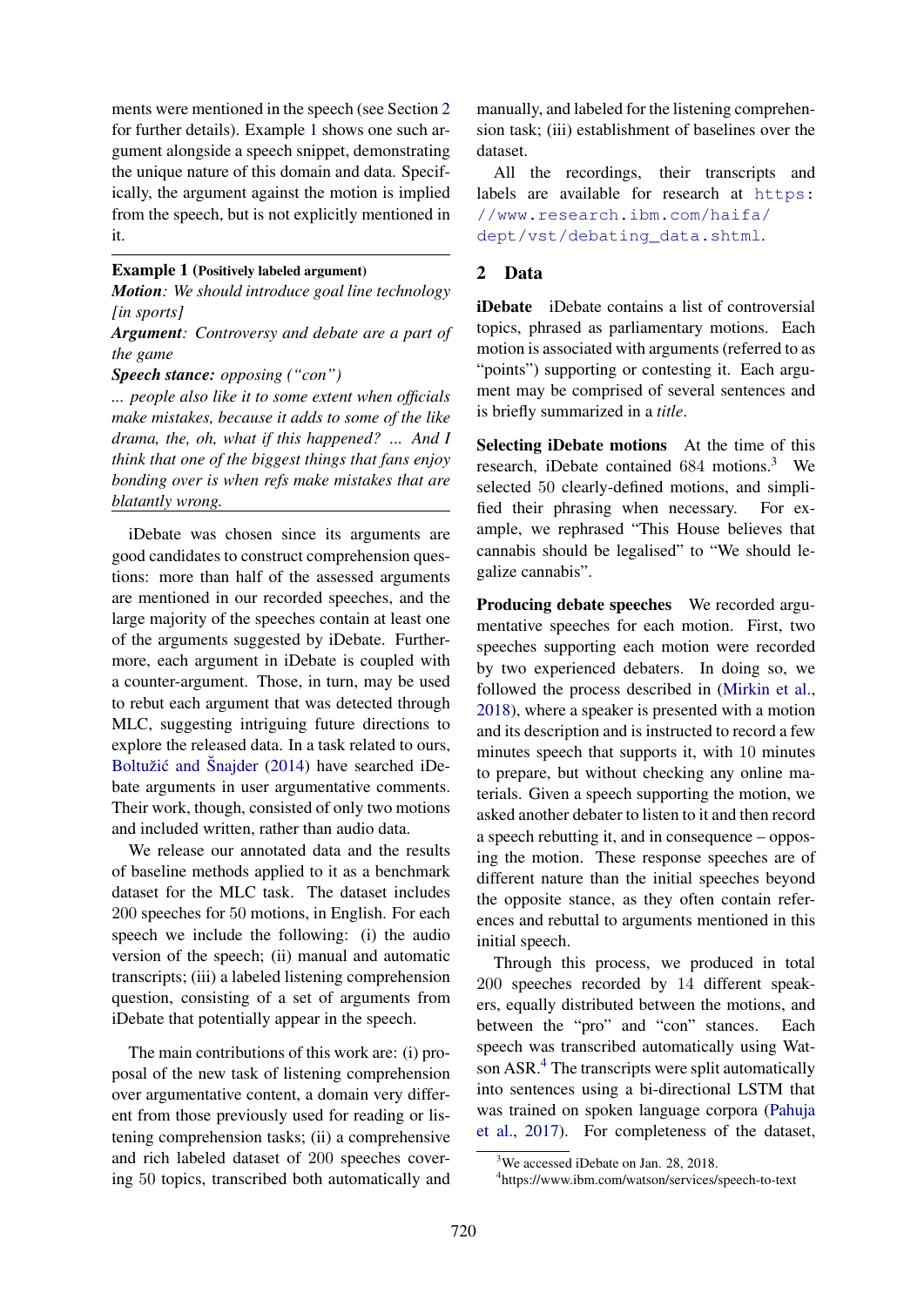ments were mentioned in the speech (see Section 2 for further details). Example 1 shows one such argument alongside a speech snippet, demonstrating the unique nature of this domain and data. Specifically, the argument against the motion is implied from the speech, but is not explicitly mentioned in it.

---

**Example 1** (**Positively labeled argument**)
***Motion**: We should introduce goal line technology [in sports]*
***Argument**: Controversy and debate are a part of the game*
***Speech stance:** opposing ("con")*
*... people also like it to some extent when officials make mistakes, because it adds to some of the like drama, the, oh, what if this happened? ... And I think that one of the biggest things that fans enjoy bonding over is when refs make mistakes that are blatantly wrong.*

---

iDebate was chosen since its arguments are good candidates to construct comprehension questions: more than half of the assessed arguments are mentioned in our recorded speeches, and the large majority of the speeches contain at least one of the arguments suggested by iDebate. Furthermore, each argument in iDebate is coupled with a counter-argument. Those, in turn, may be used to rebut each argument that was detected through MLC, suggesting intriguing future directions to explore the released data. In a task related to ours, Boltužić and Šnajder (2014) have searched iDebate arguments in user argumentative comments. Their work, though, consisted of only two motions and included written, rather than audio data.

We release our annotated data and the results of baseline methods applied to it as a benchmark dataset for the MLC task. The dataset includes 200 speeches for 50 motions, in English. For each speech we include the following: (i) the audio version of the speech; (ii) manual and automatic transcripts; (iii) a labeled listening comprehension question, consisting of a set of arguments from iDebate that potentially appear in the speech.

The main contributions of this work are: (i) proposal of the new task of listening comprehension over argumentative content, a domain very different from those previously used for reading or listening comprehension tasks; (ii) a comprehensive and rich labeled dataset of 200 speeches covering 50 topics, transcribed both automatically and manually, and labeled for the listening comprehension task; (iii) establishment of baselines over the dataset.

All the recordings, their transcripts and labels are available for research at https://www.research.ibm.com/haifa/dept/vst/debating_data.shtml.

## 2 Data

**iDebate** iDebate contains a list of controversial topics, phrased as parliamentary motions. Each motion is associated with arguments (referred to as "points") supporting or contesting it. Each argument may be comprised of several sentences and is briefly summarized in a *title*.

**Selecting iDebate motions** At the time of this research, iDebate contained 684 motions.[3] We selected 50 clearly-defined motions, and simplified their phrasing when necessary. For example, we rephrased "This House believes that cannabis should be legalised" to "We should legalize cannabis".

**Producing debate speeches** We recorded argumentative speeches for each motion. First, two speeches supporting each motion were recorded by two experienced debaters. In doing so, we followed the process described in (Mirkin et al., 2018), where a speaker is presented with a motion and its description and is instructed to record a few minutes speech that supports it, with 10 minutes to prepare, but without checking any online materials. Given a speech supporting the motion, we asked another debater to listen to it and then record a speech rebutting it, and in consequence – opposing the motion. These response speeches are of different nature than the initial speeches beyond the opposite stance, as they often contain references and rebuttal to arguments mentioned in this initial speech.

Through this process, we produced in total 200 speeches recorded by 14 different speakers, equally distributed between the motions, and between the "pro" and "con" stances. Each speech was transcribed automatically using Watson ASR.[4] The transcripts were split automatically into sentences using a bi-directional LSTM that was trained on spoken language corpora (Pahuja et al., 2017). For completeness of the dataset,

[3] We accessed iDebate on Jan. 28, 2018.

[4] https://www.ibm.com/watson/services/speech-to-text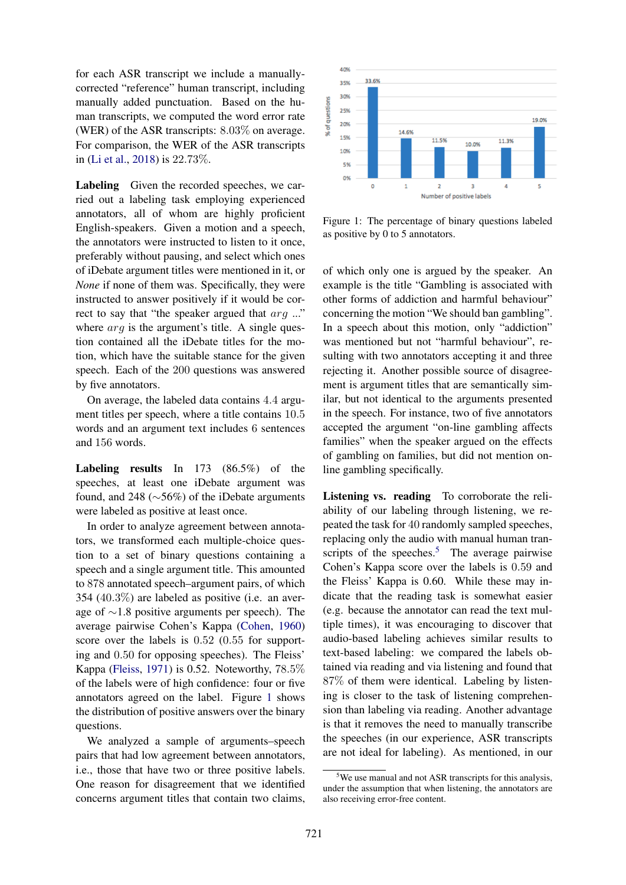for each ASR transcript we include a manually-corrected "reference" human transcript, including manually added punctuation. Based on the human transcripts, we computed the word error rate (WER) of the ASR transcripts: 8.03% on average. For comparison, the WER of the ASR transcripts in (Li et al., 2018) is 22.73%.

**Labeling** Given the recorded speeches, we carried out a labeling task employing experienced annotators, all of whom are highly proficient English-speakers. Given a motion and a speech, the annotators were instructed to listen to it once, preferably without pausing, and select which ones of iDebate argument titles were mentioned in it, or *None* if none of them was. Specifically, they were instructed to answer positively if it would be correct to say that "the speaker argued that $arg$ ..." where $arg$ is the argument's title. A single question contained all the iDebate titles for the motion, which have the suitable stance for the given speech. Each of the 200 questions was answered by five annotators.

On average, the labeled data contains 4.4 argument titles per speech, where a title contains 10.5 words and an argument text includes 6 sentences and 156 words.

**Labeling results** In 173 (86.5%) of the speeches, at least one iDebate argument was found, and 248 (∼56%) of the iDebate arguments were labeled as positive at least once.

In order to analyze agreement between annotators, we transformed each multiple-choice question to a set of binary questions containing a speech and a single argument title. This amounted to 878 annotated speech–argument pairs, of which 354 (40.3%) are labeled as positive (i.e. an average of ∼1.8 positive arguments per speech). The average pairwise Cohen's Kappa (Cohen, 1960) score over the labels is 0.52 (0.55 for supporting and 0.50 for opposing speeches). The Fleiss' Kappa (Fleiss, 1971) is 0.52. Noteworthy, 78.5% of the labels were of high confidence: four or five annotators agreed on the label. Figure 1 shows the distribution of positive answers over the binary questions.

We analyzed a sample of arguments–speech pairs that had low agreement between annotators, i.e., those that have two or three positive labels. One reason for disagreement that we identified concerns argument titles that contain two claims, of which only one is argued by the speaker. An example is the title "Gambling is associated with other forms of addiction and harmful behaviour" concerning the motion "We should ban gambling". In a speech about this motion, only "addiction" was mentioned but not "harmful behaviour", resulting with two annotators accepting it and three rejecting it. Another possible source of disagreement is argument titles that are semantically similar, but not identical to the arguments presented in the speech. For instance, two of five annotators accepted the argument "on-line gambling affects families" when the speaker argued on the effects of gambling on families, but did not mention online gambling specifically.

| Number of positive labels | % of questions |
|---|---|
| 0 | 33.6% |
| 1 | 14.6% |
| 2 | 11.5% |
| 3 | 10.0% |
| 4 | 11.3% |
| 5 | 19.0% |

Figure 1: The percentage of binary questions labeled as positive by 0 to 5 annotators.

**Listening vs. reading** To corroborate the reliability of our labeling through listening, we repeated the task for 40 randomly sampled speeches, replacing only the audio with manual human transcripts of the speeches.[5] The average pairwise Cohen's Kappa score over the labels is 0.59 and the Fleiss' Kappa is 0.60. While these may indicate that the reading task is somewhat easier (e.g. because the annotator can read the text multiple times), it was encouraging to discover that audio-based labeling achieves similar results to text-based labeling: we compared the labels obtained via reading and via listening and found that 87% of them were identical. Labeling by listening is closer to the task of listening comprehension than labeling via reading. Another advantage is that it removes the need to manually transcribe the speeches (in our experience, ASR transcripts are not ideal for labeling). As mentioned, in our

[5] We use manual and not ASR transcripts for this analysis, under the assumption that when listening, the annotators are also receiving error-free content.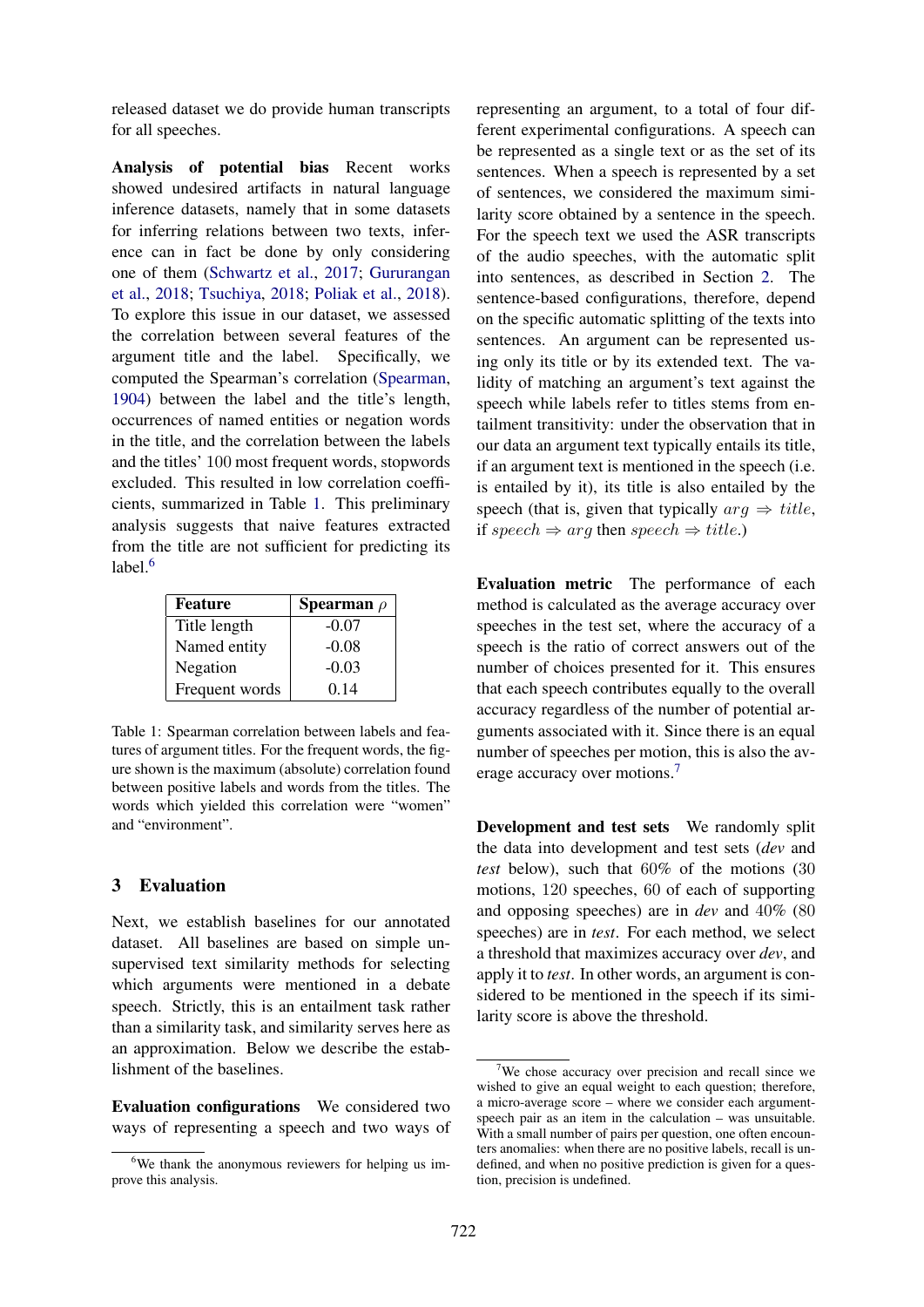released dataset we do provide human transcripts for all speeches.

**Analysis of potential bias** Recent works showed undesired artifacts in natural language inference datasets, namely that in some datasets for inferring relations between two texts, inference can in fact be done by only considering one of them (Schwartz et al., 2017; Gururangan et al., 2018; Tsuchiya, 2018; Poliak et al., 2018). To explore this issue in our dataset, we assessed the correlation between several features of the argument title and the label. Specifically, we computed the Spearman's correlation (Spearman, 1904) between the label and the title's length, occurrences of named entities or negation words in the title, and the correlation between the labels and the titles' 100 most frequent words, stopwords excluded. This resulted in low correlation coefficients, summarized in Table 1. This preliminary analysis suggests that naive features extracted from the title are not sufficient for predicting its label.[6]

| Feature | Spearman $\rho$ |
|---|---|
| Title length | -0.07 |
| Named entity | -0.08 |
| Negation | -0.03 |
| Frequent words | 0.14 |

Table 1: Spearman correlation between labels and features of argument titles. For the frequent words, the figure shown is the maximum (absolute) correlation found between positive labels and words from the titles. The words which yielded this correlation were "women" and "environment".

## 3 Evaluation

Next, we establish baselines for our annotated dataset. All baselines are based on simple unsupervised text similarity methods for selecting which arguments were mentioned in a debate speech. Strictly, this is an entailment task rather than a similarity task, and similarity serves here as an approximation. Below we describe the establishment of the baselines.

**Evaluation configurations** We considered two ways of representing a speech and two ways of representing an argument, to a total of four different experimental configurations. A speech can be represented as a single text or as the set of its sentences. When a speech is represented by a set of sentences, we considered the maximum similarity score obtained by a sentence in the speech. For the speech text we used the ASR transcripts of the audio speeches, with the automatic split into sentences, as described in Section 2. The sentence-based configurations, therefore, depend on the specific automatic splitting of the texts into sentences. An argument can be represented using only its title or by its extended text. The validity of matching an argument's text against the speech while labels refer to titles stems from entailment transitivity: under the observation that in our data an argument text typically entails its title, if an argument text is mentioned in the speech (i.e. is entailed by it), its title is also entailed by the speech (that is, given that typically $arg \Rightarrow title$, if $speech \Rightarrow arg$ then $speech \Rightarrow title$.)

**Evaluation metric** The performance of each method is calculated as the average accuracy over speeches in the test set, where the accuracy of a speech is the ratio of correct answers out of the number of choices presented for it. This ensures that each speech contributes equally to the overall accuracy regardless of the number of potential arguments associated with it. Since there is an equal number of speeches per motion, this is also the average accuracy over motions.[7]

**Development and test sets** We randomly split the data into development and test sets (*dev* and *test* below), such that 60% of the motions (30 motions, 120 speeches, 60 of each of supporting and opposing speeches) are in *dev* and 40% (80 speeches) are in *test*. For each method, we select a threshold that maximizes accuracy over *dev*, and apply it to *test*. In other words, an argument is considered to be mentioned in the speech if its similarity score is above the threshold.

[6] We thank the anonymous reviewers for helping us improve this analysis.

[7] We chose accuracy over precision and recall since we wished to give an equal weight to each question; therefore, a micro-average score – where we consider each argument-speech pair as an item in the calculation – was unsuitable. With a small number of pairs per question, one often encounters anomalies: when there are no positive labels, recall is undefined, and when no positive prediction is given for a question, precision is undefined.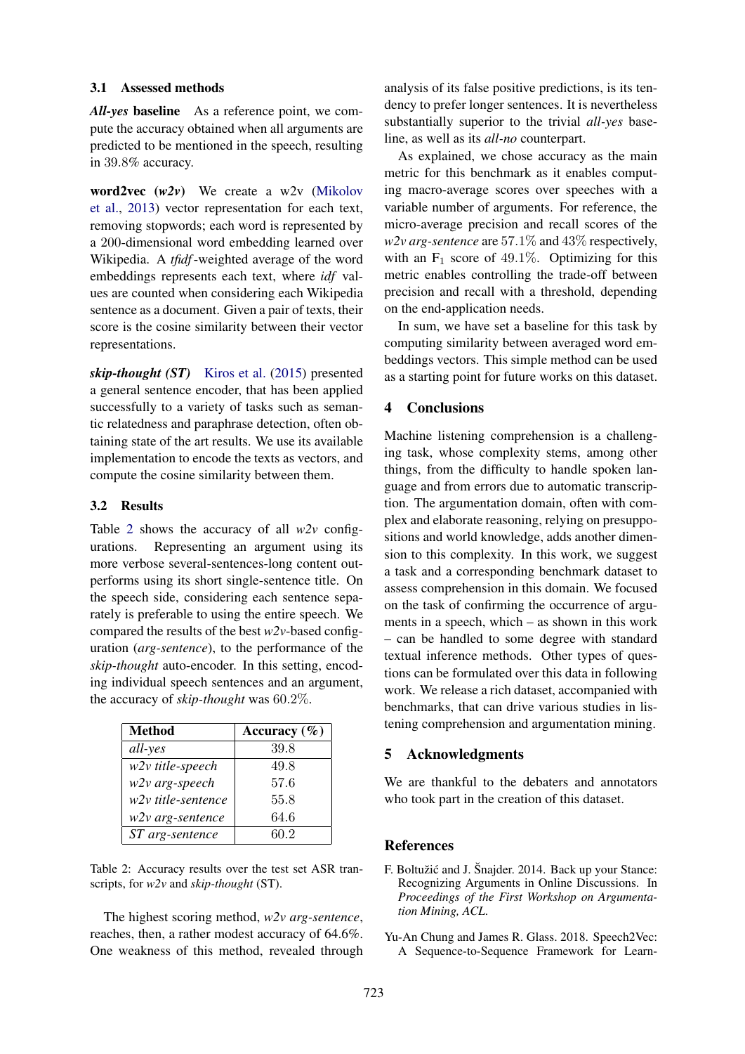### 3.1 Assessed methods

***All-yes* baseline** As a reference point, we compute the accuracy obtained when all arguments are predicted to be mentioned in the speech, resulting in 39.8% accuracy.

**word2vec (*w2v*)** We create a w2v (Mikolov et al., 2013) vector representation for each text, removing stopwords; each word is represented by a 200-dimensional word embedding learned over Wikipedia. A *tfidf*-weighted average of the word embeddings represents each text, where *idf* values are counted when considering each Wikipedia sentence as a document. Given a pair of texts, their score is the cosine similarity between their vector representations.

***skip-thought (ST)*** Kiros et al. (2015) presented a general sentence encoder, that has been applied successfully to a variety of tasks such as semantic relatedness and paraphrase detection, often obtaining state of the art results. We use its available implementation to encode the texts as vectors, and compute the cosine similarity between them.

### 3.2 Results

Table 2 shows the accuracy of all *w2v* configurations. Representing an argument using its more verbose several-sentences-long content outperforms using its short single-sentence title. On the speech side, considering each sentence separately is preferable to using the entire speech. We compared the results of the best *w2v*-based configuration (*arg-sentence*), to the performance of the *skip-thought* auto-encoder. In this setting, encoding individual speech sentences and an argument, the accuracy of *skip-thought* was 60.2%.

| Method | Accuracy (%) |
|---|---|
| *all-yes* | 39.8 |
| *w2v title-speech* | 49.8 |
| *w2v arg-speech* | 57.6 |
| *w2v title-sentence* | 55.8 |
| *w2v arg-sentence* | 64.6 |
| *ST arg-sentence* | 60.2 |

Table 2: Accuracy results over the test set ASR transcripts, for *w2v* and *skip-thought* (ST).

The highest scoring method, *w2v arg-sentence*, reaches, then, a rather modest accuracy of 64.6%. One weakness of this method, revealed through analysis of its false positive predictions, is its tendency to prefer longer sentences. It is nevertheless substantially superior to the trivial *all-yes* baseline, as well as its *all-no* counterpart.

As explained, we chose accuracy as the main metric for this benchmark as it enables computing macro-average scores over speeches with a variable number of arguments. For reference, the micro-average precision and recall scores of the *w2v arg-sentence* are 57.1% and 43% respectively, with an $F_1$ score of 49.1%. Optimizing for this metric enables controlling the trade-off between precision and recall with a threshold, depending on the end-application needs.

In sum, we have set a baseline for this task by computing similarity between averaged word embeddings vectors. This simple method can be used as a starting point for future works on this dataset.

## 4 Conclusions

Machine listening comprehension is a challenging task, whose complexity stems, among other things, from the difficulty to handle spoken language and from errors due to automatic transcription. The argumentation domain, often with complex and elaborate reasoning, relying on presuppositions and world knowledge, adds another dimension to this complexity. In this work, we suggest a task and a corresponding benchmark dataset to assess comprehension in this domain. We focused on the task of confirming the occurrence of arguments in a speech, which – as shown in this work – can be handled to some degree with standard textual inference methods. Other types of questions can be formulated over this data in following work. We release a rich dataset, accompanied with benchmarks, that can drive various studies in listening comprehension and argumentation mining.

## 5 Acknowledgments

We are thankful to the debaters and annotators who took part in the creation of this dataset.

## References

F. Boltužić and J. Šnajder. 2014. Back up your Stance: Recognizing Arguments in Online Discussions. In *Proceedings of the First Workshop on Argumentation Mining, ACL.*

Yu-An Chung and James R. Glass. 2018. Speech2Vec: A Sequence-to-Sequence Framework for Learn-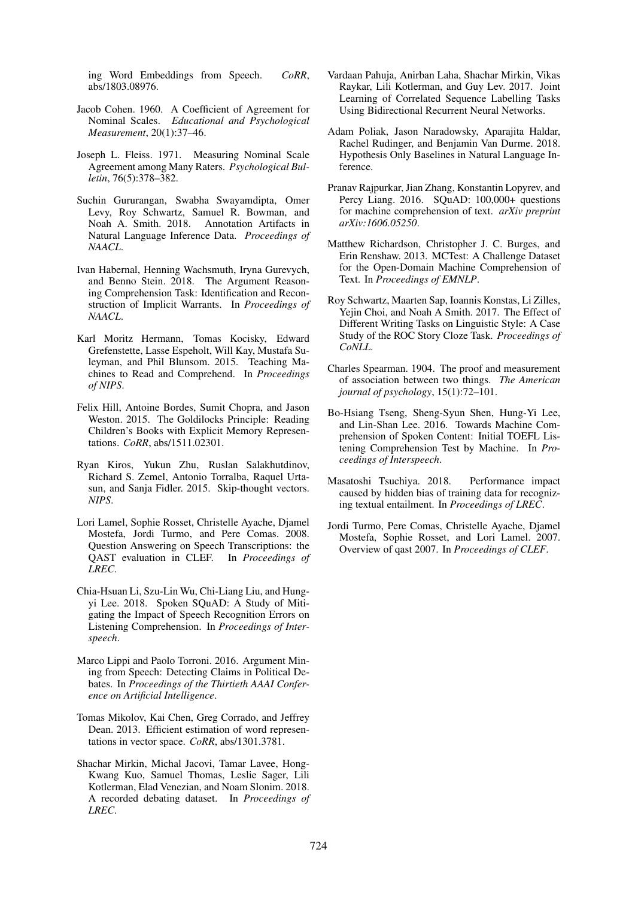ing Word Embeddings from Speech. *CoRR*, abs/1803.08976.

Jacob Cohen. 1960. A Coefficient of Agreement for Nominal Scales. *Educational and Psychological Measurement*, 20(1):37–46.

Joseph L. Fleiss. 1971. Measuring Nominal Scale Agreement among Many Raters. *Psychological Bulletin*, 76(5):378–382.

Suchin Gururangan, Swabha Swayamdipta, Omer Levy, Roy Schwartz, Samuel R. Bowman, and Noah A. Smith. 2018. Annotation Artifacts in Natural Language Inference Data. *Proceedings of NAACL*.

Ivan Habernal, Henning Wachsmuth, Iryna Gurevych, and Benno Stein. 2018. The Argument Reasoning Comprehension Task: Identification and Reconstruction of Implicit Warrants. In *Proceedings of NAACL*.

Karl Moritz Hermann, Tomas Kocisky, Edward Grefenstette, Lasse Espeholt, Will Kay, Mustafa Suleyman, and Phil Blunsom. 2015. Teaching Machines to Read and Comprehend. In *Proceedings of NIPS*.

Felix Hill, Antoine Bordes, Sumit Chopra, and Jason Weston. 2015. The Goldilocks Principle: Reading Children's Books with Explicit Memory Representations. *CoRR*, abs/1511.02301.

Ryan Kiros, Yukun Zhu, Ruslan Salakhutdinov, Richard S. Zemel, Antonio Torralba, Raquel Urtasun, and Sanja Fidler. 2015. Skip-thought vectors. *NIPS*.

Lori Lamel, Sophie Rosset, Christelle Ayache, Djamel Mostefa, Jordi Turmo, and Pere Comas. 2008. Question Answering on Speech Transcriptions: the QAST evaluation in CLEF. In *Proceedings of LREC*.

Chia-Hsuan Li, Szu-Lin Wu, Chi-Liang Liu, and Hung-yi Lee. 2018. Spoken SQuAD: A Study of Mitigating the Impact of Speech Recognition Errors on Listening Comprehension. In *Proceedings of Interspeech*.

Marco Lippi and Paolo Torroni. 2016. Argument Mining from Speech: Detecting Claims in Political Debates. In *Proceedings of the Thirtieth AAAI Conference on Artificial Intelligence*.

Tomas Mikolov, Kai Chen, Greg Corrado, and Jeffrey Dean. 2013. Efficient estimation of word representations in vector space. *CoRR*, abs/1301.3781.

Shachar Mirkin, Michal Jacovi, Tamar Lavee, Hong-Kwang Kuo, Samuel Thomas, Leslie Sager, Lili Kotlerman, Elad Venezian, and Noam Slonim. 2018. A recorded debating dataset. In *Proceedings of LREC*.

Vardaan Pahuja, Anirban Laha, Shachar Mirkin, Vikas Raykar, Lili Kotlerman, and Guy Lev. 2017. Joint Learning of Correlated Sequence Labelling Tasks Using Bidirectional Recurrent Neural Networks.

Adam Poliak, Jason Naradowsky, Aparajita Haldar, Rachel Rudinger, and Benjamin Van Durme. 2018. Hypothesis Only Baselines in Natural Language Inference.

Pranav Rajpurkar, Jian Zhang, Konstantin Lopyrev, and Percy Liang. 2016. SQuAD: 100,000+ questions for machine comprehension of text. *arXiv preprint arXiv:1606.05250*.

Matthew Richardson, Christopher J. C. Burges, and Erin Renshaw. 2013. MCTest: A Challenge Dataset for the Open-Domain Machine Comprehension of Text. In *Proceedings of EMNLP*.

Roy Schwartz, Maarten Sap, Ioannis Konstas, Li Zilles, Yejin Choi, and Noah A Smith. 2017. The Effect of Different Writing Tasks on Linguistic Style: A Case Study of the ROC Story Cloze Task. *Proceedings of CoNLL*.

Charles Spearman. 1904. The proof and measurement of association between two things. *The American journal of psychology*, 15(1):72–101.

Bo-Hsiang Tseng, Sheng-Syun Shen, Hung-Yi Lee, and Lin-Shan Lee. 2016. Towards Machine Comprehension of Spoken Content: Initial TOEFL Listening Comprehension Test by Machine. In *Proceedings of Interspeech*.

Masatoshi Tsuchiya. 2018. Performance impact caused by hidden bias of training data for recognizing textual entailment. In *Proceedings of LREC*.

Jordi Turmo, Pere Comas, Christelle Ayache, Djamel Mostefa, Sophie Rosset, and Lori Lamel. 2007. Overview of qast 2007. In *Proceedings of CLEF*.